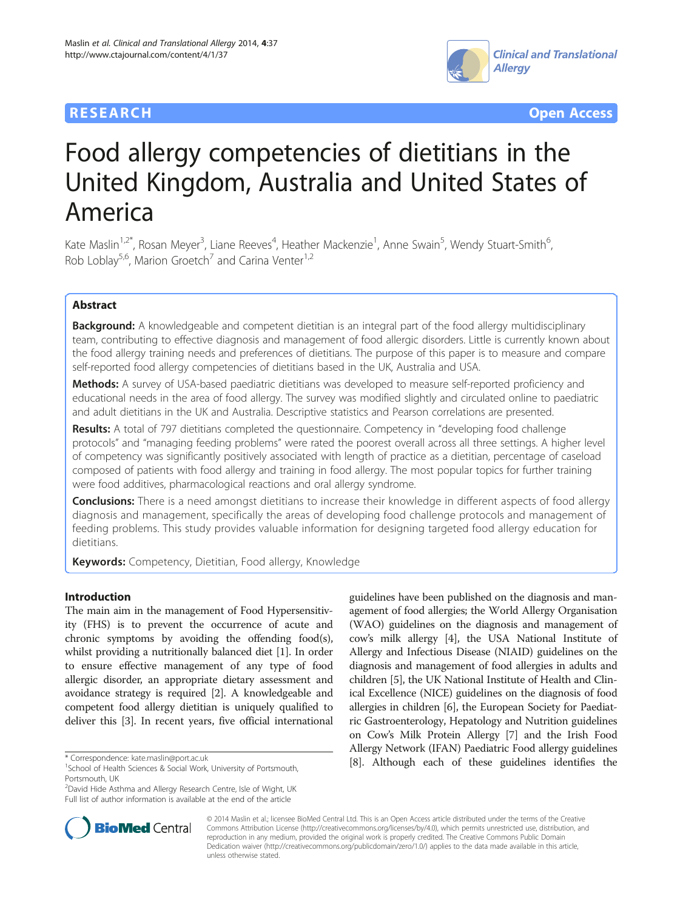RESEARCH Open Access

# Food allergy competencies of dietitians in the United Kingdom, Australia and United States of America

Kate Maslin[1,2*], Rosan Meyer[3], Liane Reeves[4], Heather Mackenzie[1], Anne Swain[5], Wendy Stuart-Smith[6], Rob Loblay[5,6], Marion Groetch[7] and Carina Venter[1,2]

## Abstract

**Background:** A knowledgeable and competent dietitian is an integral part of the food allergy multidisciplinary team, contributing to effective diagnosis and management of food allergic disorders. Little is currently known about the food allergy training needs and preferences of dietitians. The purpose of this paper is to measure and compare self-reported food allergy competencies of dietitians based in the UK, Australia and USA.

**Methods:** A survey of USA-based paediatric dietitians was developed to measure self-reported proficiency and educational needs in the area of food allergy. The survey was modified slightly and circulated online to paediatric and adult dietitians in the UK and Australia. Descriptive statistics and Pearson correlations are presented.

**Results:** A total of 797 dietitians completed the questionnaire. Competency in "developing food challenge protocols" and "managing feeding problems" were rated the poorest overall across all three settings. A higher level of competency was significantly positively associated with length of practice as a dietitian, percentage of caseload composed of patients with food allergy and training in food allergy. The most popular topics for further training were food additives, pharmacological reactions and oral allergy syndrome.

**Conclusions:** There is a need amongst dietitians to increase their knowledge in different aspects of food allergy diagnosis and management, specifically the areas of developing food challenge protocols and management of feeding problems. This study provides valuable information for designing targeted food allergy education for dietitians.

**Keywords:** Competency, Dietitian, Food allergy, Knowledge

## Introduction

The main aim in the management of Food Hypersensitivity (FHS) is to prevent the occurrence of acute and chronic symptoms by avoiding the offending food(s), whilst providing a nutritionally balanced diet [1]. In order to ensure effective management of any type of food allergic disorder, an appropriate dietary assessment and avoidance strategy is required [2]. A knowledgeable and competent food allergy dietitian is uniquely qualified to deliver this [3]. In recent years, five official international guidelines have been published on the diagnosis and management of food allergies; the World Allergy Organisation (WAO) guidelines on the diagnosis and management of cow's milk allergy [4], the USA National Institute of Allergy and Infectious Disease (NIAID) guidelines on the diagnosis and management of food allergies in adults and children [5], the UK National Institute of Health and Clinical Excellence (NICE) guidelines on the diagnosis of food allergies in children [6], the European Society for Paediatric Gastroenterology, Hepatology and Nutrition guidelines on Cow's Milk Protein Allergy [7] and the Irish Food Allergy Network (IFAN) Paediatric Food allergy guidelines [8]. Although each of these guidelines identifies the

\* Correspondence: kate.maslin@port.ac.uk
[1]School of Health Sciences & Social Work, University of Portsmouth, Portsmouth, UK
[2]David Hide Asthma and Allergy Research Centre, Isle of Wight, UK
Full list of author information is available at the end of the article

© 2014 Maslin et al.; licensee BioMed Central Ltd. This is an Open Access article distributed under the terms of the Creative Commons Attribution License (http://creativecommons.org/licenses/by/4.0), which permits unrestricted use, distribution, and reproduction in any medium, provided the original work is properly credited. The Creative Commons Public Domain Dedication waiver (http://creativecommons.org/publicdomain/zero/1.0/) applies to the data made available in this article, unless otherwise stated.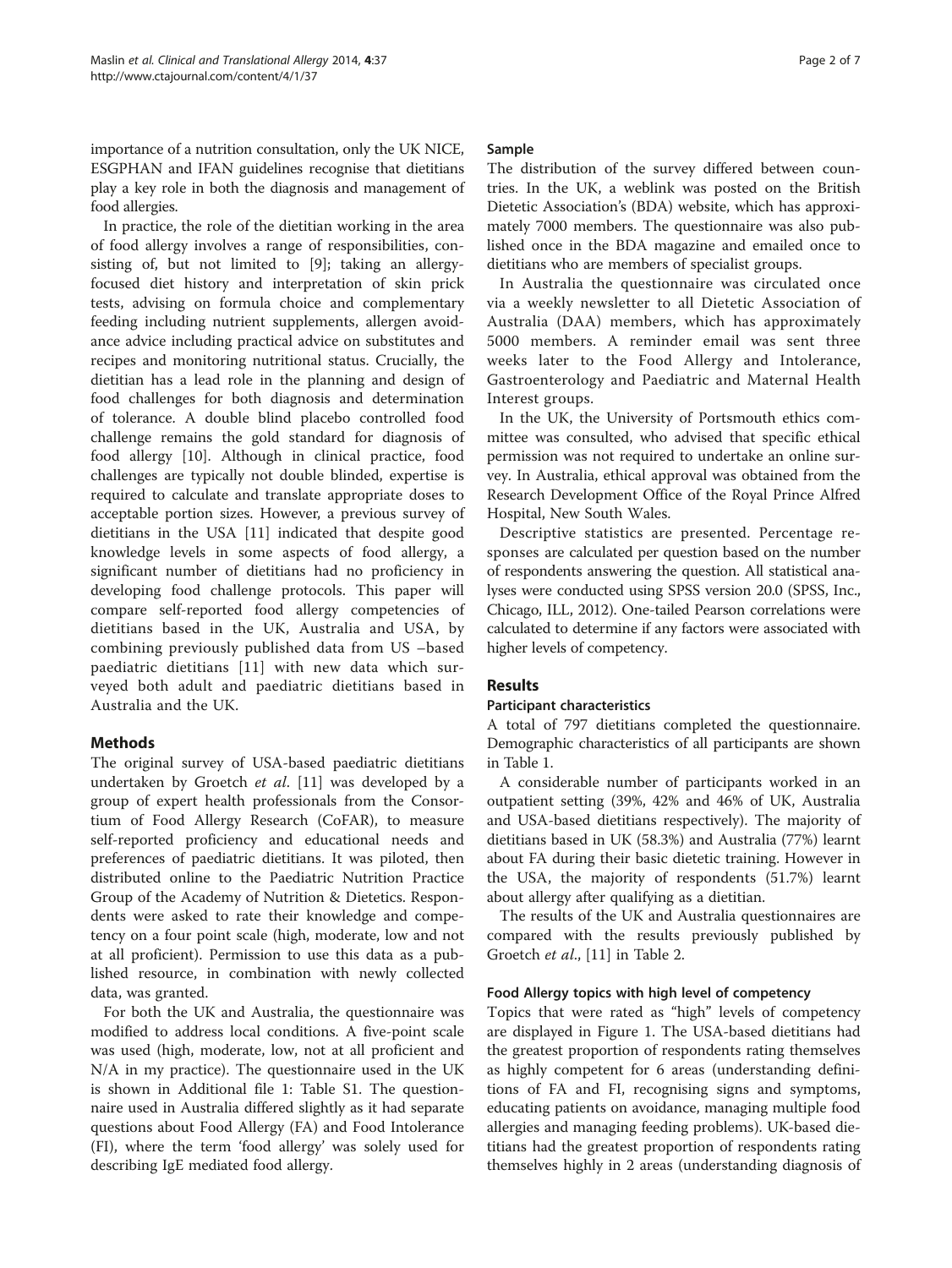importance of a nutrition consultation, only the UK NICE, ESGPHAN and IFAN guidelines recognise that dietitians play a key role in both the diagnosis and management of food allergies.

In practice, the role of the dietitian working in the area of food allergy involves a range of responsibilities, consisting of, but not limited to [9]; taking an allergy-focused diet history and interpretation of skin prick tests, advising on formula choice and complementary feeding including nutrient supplements, allergen avoidance advice including practical advice on substitutes and recipes and monitoring nutritional status. Crucially, the dietitian has a lead role in the planning and design of food challenges for both diagnosis and determination of tolerance. A double blind placebo controlled food challenge remains the gold standard for diagnosis of food allergy [10]. Although in clinical practice, food challenges are typically not double blinded, expertise is required to calculate and translate appropriate doses to acceptable portion sizes. However, a previous survey of dietitians in the USA [11] indicated that despite good knowledge levels in some aspects of food allergy, a significant number of dietitians had no proficiency in developing food challenge protocols. This paper will compare self-reported food allergy competencies of dietitians based in the UK, Australia and USA, by combining previously published data from US –based paediatric dietitians [11] with new data which surveyed both adult and paediatric dietitians based in Australia and the UK.

## Methods

The original survey of USA-based paediatric dietitians undertaken by Groetch *et al*. [11] was developed by a group of expert health professionals from the Consortium of Food Allergy Research (CoFAR), to measure self-reported proficiency and educational needs and preferences of paediatric dietitians. It was piloted, then distributed online to the Paediatric Nutrition Practice Group of the Academy of Nutrition & Dietetics. Respondents were asked to rate their knowledge and competency on a four point scale (high, moderate, low and not at all proficient). Permission to use this data as a published resource, in combination with newly collected data, was granted.

For both the UK and Australia, the questionnaire was modified to address local conditions. A five-point scale was used (high, moderate, low, not at all proficient and N/A in my practice). The questionnaire used in the UK is shown in Additional file 1: Table S1. The questionnaire used in Australia differed slightly as it had separate questions about Food Allergy (FA) and Food Intolerance (FI), where the term 'food allergy' was solely used for describing IgE mediated food allergy.

### Sample

The distribution of the survey differed between countries. In the UK, a weblink was posted on the British Dietetic Association's (BDA) website, which has approximately 7000 members. The questionnaire was also published once in the BDA magazine and emailed once to dietitians who are members of specialist groups.

In Australia the questionnaire was circulated once via a weekly newsletter to all Dietetic Association of Australia (DAA) members, which has approximately 5000 members. A reminder email was sent three weeks later to the Food Allergy and Intolerance, Gastroenterology and Paediatric and Maternal Health Interest groups.

In the UK, the University of Portsmouth ethics committee was consulted, who advised that specific ethical permission was not required to undertake an online survey. In Australia, ethical approval was obtained from the Research Development Office of the Royal Prince Alfred Hospital, New South Wales.

Descriptive statistics are presented. Percentage responses are calculated per question based on the number of respondents answering the question. All statistical analyses were conducted using SPSS version 20.0 (SPSS, Inc., Chicago, ILL, 2012). One-tailed Pearson correlations were calculated to determine if any factors were associated with higher levels of competency.

## Results

### Participant characteristics

A total of 797 dietitians completed the questionnaire. Demographic characteristics of all participants are shown in Table 1.

A considerable number of participants worked in an outpatient setting (39%, 42% and 46% of UK, Australia and USA-based dietitians respectively). The majority of dietitians based in UK (58.3%) and Australia (77%) learnt about FA during their basic dietetic training. However in the USA, the majority of respondents (51.7%) learnt about allergy after qualifying as a dietitian.

The results of the UK and Australia questionnaires are compared with the results previously published by Groetch *et al*., [11] in Table 2.

### Food Allergy topics with high level of competency

Topics that were rated as "high" levels of competency are displayed in Figure 1. The USA-based dietitians had the greatest proportion of respondents rating themselves as highly competent for 6 areas (understanding definitions of FA and FI, recognising signs and symptoms, educating patients on avoidance, managing multiple food allergies and managing feeding problems). UK-based dietitians had the greatest proportion of respondents rating themselves highly in 2 areas (understanding diagnosis of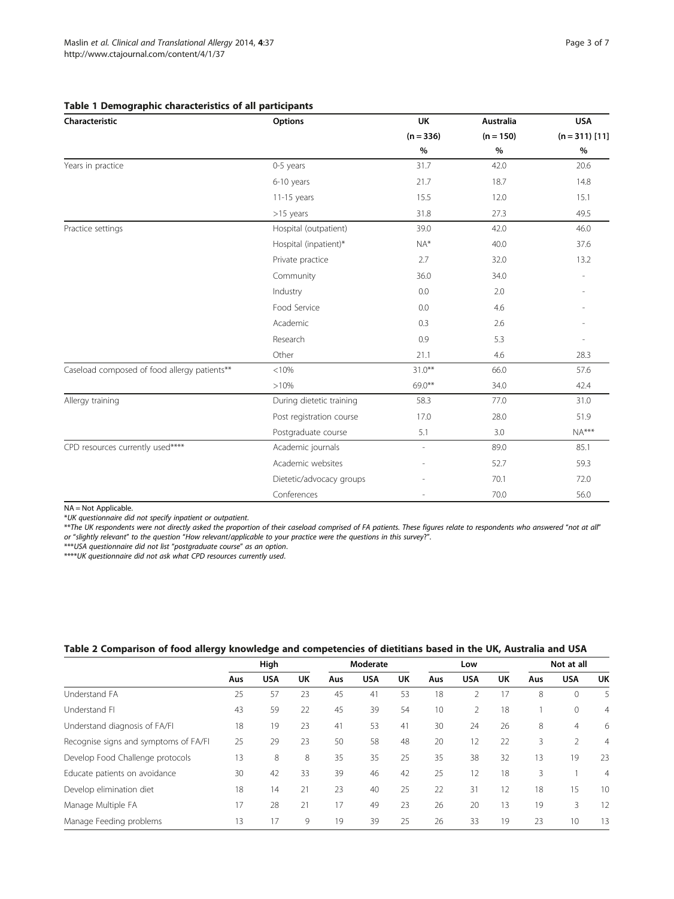**Table 1 Demographic characteristics of all participants**

| Characteristic | Options | UK | Australia | USA |
|---|---|---|---|---|
| | | (n = 336) | (n = 150) | (n = 311) [11] |
| | | % | % | % |
| Years in practice | 0-5 years | 31.7 | 42.0 | 20.6 |
| | 6-10 years | 21.7 | 18.7 | 14.8 |
| | 11-15 years | 15.5 | 12.0 | 15.1 |
| | >15 years | 31.8 | 27.3 | 49.5 |
| Practice settings | Hospital (outpatient) | 39.0 | 42.0 | 46.0 |
| | Hospital (inpatient)* | NA* | 40.0 | 37.6 |
| | Private practice | 2.7 | 32.0 | 13.2 |
| | Community | 36.0 | 34.0 | - |
| | Industry | 0.0 | 2.0 | - |
| | Food Service | 0.0 | 4.6 | - |
| | Academic | 0.3 | 2.6 | - |
| | Research | 0.9 | 5.3 | - |
| | Other | 21.1 | 4.6 | 28.3 |
| Caseload composed of food allergy patients** | <10% | 31.0** | 66.0 | 57.6 |
| | >10% | 69.0** | 34.0 | 42.4 |
| Allergy training | During dietetic training | 58.3 | 77.0 | 31.0 |
| | Post registration course | 17.0 | 28.0 | 51.9 |
| | Postgraduate course | 5.1 | 3.0 | NA*** |
| CPD resources currently used**** | Academic journals | - | 89.0 | 85.1 |
| | Academic websites | - | 52.7 | 59.3 |
| | Dietetic/advocacy groups | - | 70.1 | 72.0 |
| | Conferences | - | 70.0 | 56.0 |

NA = Not Applicable.

**UK questionnaire did not specify inpatient or outpatient.*

***The UK respondents were not directly asked the proportion of their caseload comprised of FA patients. These figures relate to respondents who answered "not at all" or "slightly relevant" to the question "How relevant/applicable to your practice were the questions in this survey?".*

****USA questionnaire did not list "postgraduate course" as an option.*

*****UK questionnaire did not ask what CPD resources currently used.*

**Table 2 Comparison of food allergy knowledge and competencies of dietitians based in the UK, Australia and USA**

| | High | | | Moderate | | | Low | | | Not at all | | |
|---|---|---|---|---|---|---|---|---|---|---|---|---|
| | Aus | USA | UK | Aus | USA | UK | Aus | USA | UK | Aus | USA | UK |
| Understand FA | 25 | 57 | 23 | 45 | 41 | 53 | 18 | 2 | 17 | 8 | 0 | 5 |
| Understand FI | 43 | 59 | 22 | 45 | 39 | 54 | 10 | 2 | 18 | 1 | 0 | 4 |
| Understand diagnosis of FA/FI | 18 | 19 | 23 | 41 | 53 | 41 | 30 | 24 | 26 | 8 | 4 | 6 |
| Recognise signs and symptoms of FA/FI | 25 | 29 | 23 | 50 | 58 | 48 | 20 | 12 | 22 | 3 | 2 | 4 |
| Develop Food Challenge protocols | 13 | 8 | 8 | 35 | 35 | 25 | 35 | 38 | 32 | 13 | 19 | 23 |
| Educate patients on avoidance | 30 | 42 | 33 | 39 | 46 | 42 | 25 | 12 | 18 | 3 | 1 | 4 |
| Develop elimination diet | 18 | 14 | 21 | 23 | 40 | 25 | 22 | 31 | 12 | 18 | 15 | 10 |
| Manage Multiple FA | 17 | 28 | 21 | 17 | 49 | 23 | 26 | 20 | 13 | 19 | 3 | 12 |
| Manage Feeding problems | 13 | 17 | 9 | 19 | 39 | 25 | 26 | 33 | 19 | 23 | 10 | 13 |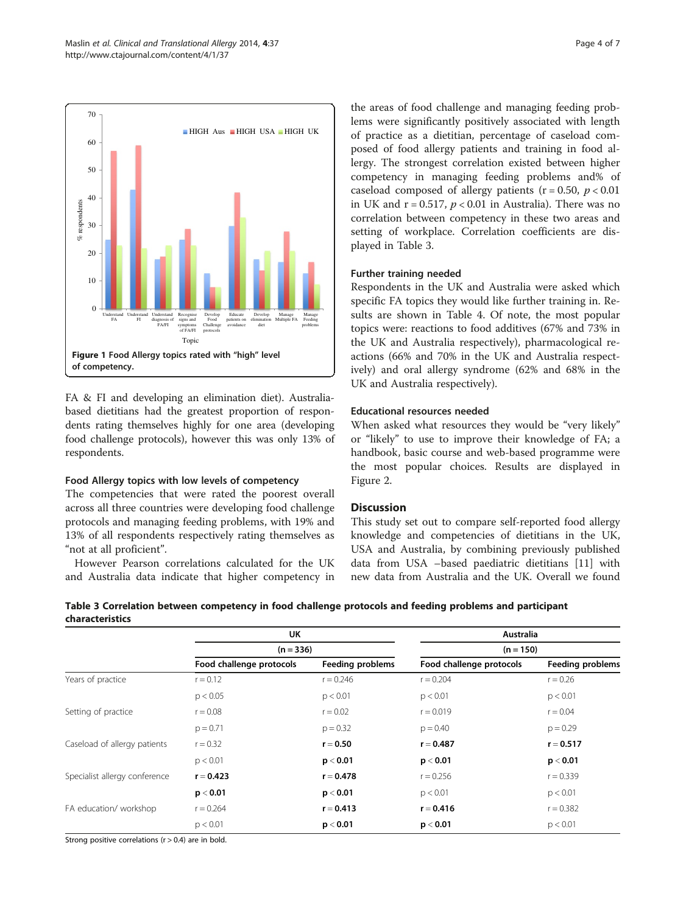Figure 1 Food Allergy topics rated with "high" level of competency.

FA & FI and developing an elimination diet). Australia-based dietitians had the greatest proportion of respondents rating themselves highly for one area (developing food challenge protocols), however this was only 13% of respondents.

### Food Allergy topics with low levels of competency

The competencies that were rated the poorest overall across all three countries were developing food challenge protocols and managing feeding problems, with 19% and 13% of all respondents respectively rating themselves as "not at all proficient".

However Pearson correlations calculated for the UK and Australia data indicate that higher competency in the areas of food challenge and managing feeding problems were significantly positively associated with length of practice as a dietitian, percentage of caseload composed of food allergy patients and training in food allergy. The strongest correlation existed between higher competency in managing feeding problems and% of caseload composed of allergy patients ($r = 0.50$, $p < 0.01$ in UK and $r = 0.517$, $p < 0.01$ in Australia). There was no correlation between competency in these two areas and setting of workplace. Correlation coefficients are displayed in Table 3.

### Further training needed

Respondents in the UK and Australia were asked which specific FA topics they would like further training in. Results are shown in Table 4. Of note, the most popular topics were: reactions to food additives (67% and 73% in the UK and Australia respectively), pharmacological reactions (66% and 70% in the UK and Australia respectively) and oral allergy syndrome (62% and 68% in the UK and Australia respectively).

### Educational resources needed

When asked what resources they would be "very likely" or "likely" to use to improve their knowledge of FA; a handbook, basic course and web-based programme were the most popular choices. Results are displayed in Figure 2.

## Discussion

This study set out to compare self-reported food allergy knowledge and competencies of dietitians in the UK, USA and Australia, by combining previously published data from USA –based paediatric dietitians [11] with new data from Australia and the UK. Overall we found

**Table 3 Correlation between competency in food challenge protocols and feeding problems and participant characteristics**

| | UK | | Australia | |
|---|---|---|---|---|
| | (n = 336) | | (n = 150) | |
| | Food challenge protocols | Feeding problems | Food challenge protocols | Feeding problems |
| Years of practice | r = 0.12 | r = 0.246 | r = 0.204 | r = 0.26 |
| | p < 0.05 | p < 0.01 | p < 0.01 | p < 0.01 |
| Setting of practice | r = 0.08 | r = 0.02 | r = 0.019 | r = 0.04 |
| | p = 0.71 | p = 0.32 | p = 0.40 | p = 0.29 |
| Caseload of allergy patients | r = 0.32 | **r = 0.50** | **r = 0.487** | **r = 0.517** |
| | p < 0.01 | **p < 0.01** | **p < 0.01** | **p < 0.01** |
| Specialist allergy conference | **r = 0.423** | **r = 0.478** | r = 0.256 | r = 0.339 |
| | **p < 0.01** | **p < 0.01** | p < 0.01 | p < 0.01 |
| FA education/ workshop | r = 0.264 | **r = 0.413** | **r = 0.416** | r = 0.382 |
| | p < 0.01 | **p < 0.01** | **p < 0.01** | p < 0.01 |

Strong positive correlations (r > 0.4) are in bold.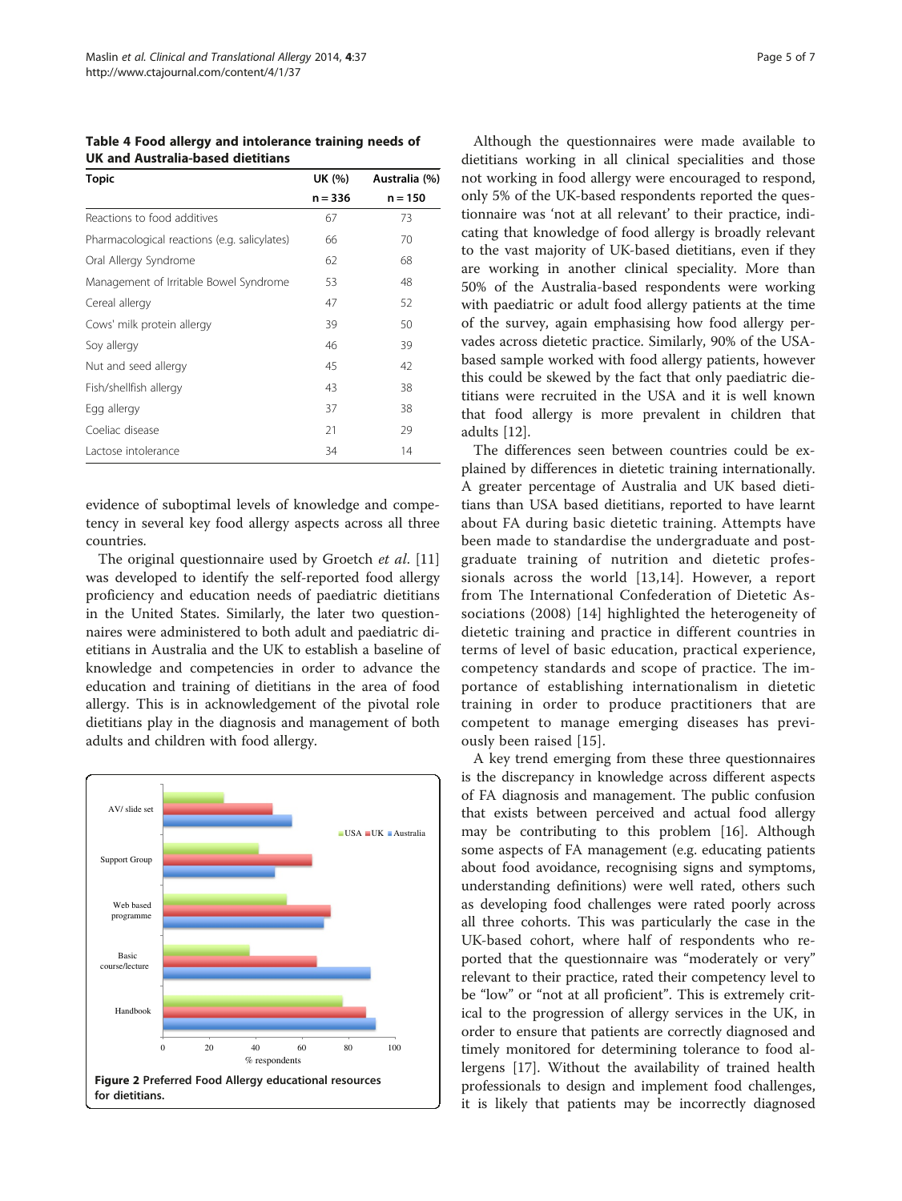**Table 4 Food allergy and intolerance training needs of UK and Australia-based dietitians**

| Topic | UK (%) | Australia (%) |
|---|---|---|
| | n = 336 | n = 150 |
| Reactions to food additives | 67 | 73 |
| Pharmacological reactions (e.g. salicylates) | 66 | 70 |
| Oral Allergy Syndrome | 62 | 68 |
| Management of Irritable Bowel Syndrome | 53 | 48 |
| Cereal allergy | 47 | 52 |
| Cows' milk protein allergy | 39 | 50 |
| Soy allergy | 46 | 39 |
| Nut and seed allergy | 45 | 42 |
| Fish/shellfish allergy | 43 | 38 |
| Egg allergy | 37 | 38 |
| Coeliac disease | 21 | 29 |
| Lactose intolerance | 34 | 14 |

evidence of suboptimal levels of knowledge and competency in several key food allergy aspects across all three countries.

The original questionnaire used by Groetch *et al.* [11] was developed to identify the self-reported food allergy proficiency and education needs of paediatric dietitians in the United States. Similarly, the later two questionnaires were administered to both adult and paediatric dietitians in Australia and the UK to establish a baseline of knowledge and competencies in order to advance the education and training of dietitians in the area of food allergy. This is in acknowledgement of the pivotal role dietitians play in the diagnosis and management of both adults and children with food allergy.

**Figure 2** Preferred Food Allergy educational resources for dietitians.

Although the questionnaires were made available to dietitians working in all clinical specialities and those not working in food allergy were encouraged to respond, only 5% of the UK-based respondents reported the questionnaire was 'not at all relevant' to their practice, indicating that knowledge of food allergy is broadly relevant to the vast majority of UK-based dietitians, even if they are working in another clinical speciality. More than 50% of the Australia-based respondents were working with paediatric or adult food allergy patients at the time of the survey, again emphasising how food allergy pervades across dietetic practice. Similarly, 90% of the USA-based sample worked with food allergy patients, however this could be skewed by the fact that only paediatric dietitians were recruited in the USA and it is well known that food allergy is more prevalent in children that adults [12].

The differences seen between countries could be explained by differences in dietetic training internationally. A greater percentage of Australia and UK based dietitians than USA based dietitians, reported to have learnt about FA during basic dietetic training. Attempts have been made to standardise the undergraduate and postgraduate training of nutrition and dietetic professionals across the world [13,14]. However, a report from The International Confederation of Dietetic Associations (2008) [14] highlighted the heterogeneity of dietetic training and practice in different countries in terms of level of basic education, practical experience, competency standards and scope of practice. The importance of establishing internationalism in dietetic training in order to produce practitioners that are competent to manage emerging diseases has previously been raised [15].

A key trend emerging from these three questionnaires is the discrepancy in knowledge across different aspects of FA diagnosis and management. The public confusion that exists between perceived and actual food allergy may be contributing to this problem [16]. Although some aspects of FA management (e.g. educating patients about food avoidance, recognising signs and symptoms, understanding definitions) were well rated, others such as developing food challenges were rated poorly across all three cohorts. This was particularly the case in the UK-based cohort, where half of respondents who reported that the questionnaire was "moderately or very" relevant to their practice, rated their competency level to be "low" or "not at all proficient". This is extremely critical to the progression of allergy services in the UK, in order to ensure that patients are correctly diagnosed and timely monitored for determining tolerance to food allergens [17]. Without the availability of trained health professionals to design and implement food challenges, it is likely that patients may be incorrectly diagnosed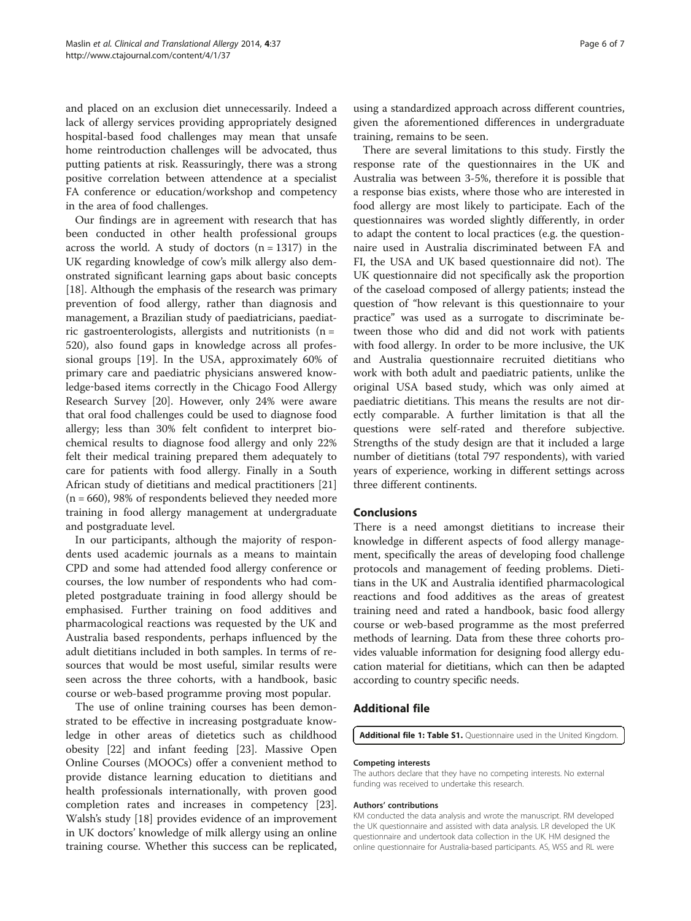and placed on an exclusion diet unnecessarily. Indeed a lack of allergy services providing appropriately designed hospital-based food challenges may mean that unsafe home reintroduction challenges will be advocated, thus putting patients at risk. Reassuringly, there was a strong positive correlation between attendence at a specialist FA conference or education/workshop and competency in the area of food challenges.

Our findings are in agreement with research that has been conducted in other health professional groups across the world. A study of doctors (n = 1317) in the UK regarding knowledge of cow's milk allergy also demonstrated significant learning gaps about basic concepts [18]. Although the emphasis of the research was primary prevention of food allergy, rather than diagnosis and management, a Brazilian study of paediatricians, paediatric gastroenterologists, allergists and nutritionists (n = 520), also found gaps in knowledge across all professional groups [19]. In the USA, approximately 60% of primary care and paediatric physicians answered knowledge-based items correctly in the Chicago Food Allergy Research Survey [20]. However, only 24% were aware that oral food challenges could be used to diagnose food allergy; less than 30% felt confident to interpret biochemical results to diagnose food allergy and only 22% felt their medical training prepared them adequately to care for patients with food allergy. Finally in a South African study of dietitians and medical practitioners [21] (n = 660), 98% of respondents believed they needed more training in food allergy management at undergraduate and postgraduate level.

In our participants, although the majority of respondents used academic journals as a means to maintain CPD and some had attended food allergy conference or courses, the low number of respondents who had completed postgraduate training in food allergy should be emphasised. Further training on food additives and pharmacological reactions was requested by the UK and Australia based respondents, perhaps influenced by the adult dietitians included in both samples. In terms of resources that would be most useful, similar results were seen across the three cohorts, with a handbook, basic course or web-based programme proving most popular.

The use of online training courses has been demonstrated to be effective in increasing postgraduate knowledge in other areas of dietetics such as childhood obesity [22] and infant feeding [23]. Massive Open Online Courses (MOOCs) offer a convenient method to provide distance learning education to dietitians and health professionals internationally, with proven good completion rates and increases in competency [23]. Walsh's study [18] provides evidence of an improvement in UK doctors' knowledge of milk allergy using an online training course. Whether this success can be replicated, using a standardized approach across different countries, given the aforementioned differences in undergraduate training, remains to be seen.

There are several limitations to this study. Firstly the response rate of the questionnaires in the UK and Australia was between 3-5%, therefore it is possible that a response bias exists, where those who are interested in food allergy are most likely to participate. Each of the questionnaires was worded slightly differently, in order to adapt the content to local practices (e.g. the questionnaire used in Australia discriminated between FA and FI, the USA and UK based questionnaire did not). The UK questionnaire did not specifically ask the proportion of the caseload composed of allergy patients; instead the question of "how relevant is this questionnaire to your practice" was used as a surrogate to discriminate between those who did and did not work with patients with food allergy. In order to be more inclusive, the UK and Australia questionnaire recruited dietitians who work with both adult and paediatric patients, unlike the original USA based study, which was only aimed at paediatric dietitians. This means the results are not directly comparable. A further limitation is that all the questions were self-rated and therefore subjective. Strengths of the study design are that it included a large number of dietitians (total 797 respondents), with varied years of experience, working in different settings across three different continents.

## Conclusions

There is a need amongst dietitians to increase their knowledge in different aspects of food allergy management, specifically the areas of developing food challenge protocols and management of feeding problems. Dietitians in the UK and Australia identified pharmacological reactions and food additives as the areas of greatest training need and rated a handbook, basic food allergy course or web-based programme as the most preferred methods of learning. Data from these three cohorts provides valuable information for designing food allergy education material for dietitians, which can then be adapted according to country specific needs.

## Additional file

**Additional file 1: Table S1.** Questionnaire used in the United Kingdom.

#### Competing interests

The authors declare that they have no competing interests. No external funding was received to undertake this research.

#### Authors' contributions

KM conducted the data analysis and wrote the manuscript. RM developed the UK questionnaire and assisted with data analysis. LR developed the UK questionnaire and undertook data collection in the UK. HM designed the online questionnaire for Australia-based participants. AS, WSS and RL were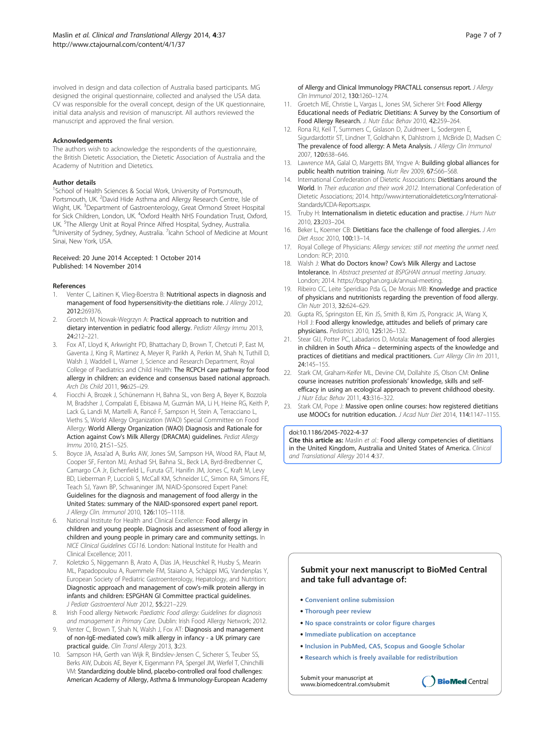involved in design and data collection of Australia based participants. MG designed the original questionnaire, collected and analysed the USA data. CV was responsible for the overall concept, design of the UK questionnaire, initial data analysis and revision of manuscript. All authors reviewed the manuscript and approved the final version.

### Acknowledgements

The authors wish to acknowledge the respondents of the questionnaire, the British Dietetic Association, the Dietetic Association of Australia and the Academy of Nutrition and Dietetics.

### Author details

[1]School of Health Sciences & Social Work, University of Portsmouth, Portsmouth, UK. [2]David Hide Asthma and Allergy Research Centre, Isle of Wight, UK. [3]Department of Gastroenterology, Great Ormond Street Hospital for Sick Children, London, UK. [4]Oxford Health NHS Foundation Trust, Oxford, UK. [5]The Allergy Unit at Royal Prince Alfred Hospital, Sydney, Australia. [6]University of Sydney, Sydney, Australia. [7]Icahn School of Medicine at Mount Sinai, New York, USA.

Received: 20 June 2014 Accepted: 1 October 2014
Published: 14 November 2014

### References

1. Venter C, Laitinen K, Vlieg-Boerstra B: **Nutritional aspects in diagnosis and management of food hypersensitivity-the dietitians role.** *J Allergy* 2012, **2012:**269376.
2. Groetch M, Nowak-Wegrzyn A: **Practical approach to nutrition and dietary intervention in pediatric food allergy.** *Pediatr Allergy Immu* 2013, **24:**212–221.
3. Fox AT, Lloyd K, Arkwright PD, Bhattachary D, Brown T, Chetcuti P, East M, Gaventa J, King R, Martinez A, Meyer R, Parikh A, Perkin M, Shah N, Tuthill D, Walsh J, Waddell L, Warner J, Science and Research Department, Royal College of Paediatrics and Child Health: **The RCPCH care pathway for food allergy in children: an evidence and consensus based national approach.** *Arch Dis Child* 2011, **96:**i25–i29.
4. Fiocchi A, Brozek J, Schünemann H, Bahna SL, von Berg A, Beyer K, Bozzola M, Bradsher J, Compalati E, Ebisawa M, Guzmán MA, Li H, Heine RG, Keith P, Lack G, Landi M, Martelli A, Rancé F, Sampson H, Stein A, Terracciano L, Vieths S, World Allergy Organization (WAO) Special Committee on Food Allergy: **World Allergy Organization (WAO) Diagnosis and Rationale for Action against Cow's Milk Allergy (DRACMA) guidelines.** *Pediat Allergy Immu* 2010, **21:**S1–S25.
5. Boyce JA, Assa'ad A, Burks AW, Jones SM, Sampson HA, Wood RA, Plaut M, Cooper SF, Fenton MJ, Arshad SH, Bahna SL, Beck LA, Byrd-Bredbenner C, Camargo CA Jr, Eichenfield L, Furuta GT, Hanifin JM, Jones C, Kraft M, Levy BD, Lieberman P, Luccioli S, McCall KM, Schneider LC, Simon RA, Simons FE, Teach SJ, Yawn BP, Schwaninger JM, NIAID-Sponsored Expert Panel: **Guidelines for the diagnosis and management of food allergy in the United States: summary of the NIAID-sponsored expert panel report.** *J Allergy Clin. Immunol* 2010, **126:**1105–1118.
6. National Institute for Health and Clinical Excellence: **Food allergy in children and young people. Diagnosis and assessment of food allergy in children and young people in primary care and community settings.** In *NICE Clinical Guidelines CG116.* London: National Institute for Health and Clinical Excellence; 2011.
7. Koletzko S, Niggemann B, Arato A, Dias JA, Heuschkel R, Husby S, Mearin ML, Papadopoulou A, Ruemmele FM, Staiano A, Schäppi MG, Vandenplas Y, European Society of Pediatric Gastroenterology, Hepatology, and Nutrition: **Diagnostic approach and management of cow's-milk protein allergy in infants and children: ESPGHAN GI Committee practical guidelines.** *J Pediatr Gastroenterol Nutr* 2012, **55:**221–229.
8. Irish Food allergy Network: *Paediatric Food allergy: Guidelines for diagnosis and management in Primary Care.* Dublin: Irish Food Allergy Network; 2012.
9. Venter C, Brown T, Shah N, Walsh J, Fox AT: **Diagnosis and management of non-IgE-mediated cow's milk allergy in infancy - a UK primary care practical guide.** *Clin Transl Allergy* 2013, **3:**23.
10. Sampson HA, Gerth van Wijk R, Bindslev-Jensen C, Sicherer S, Teuber SS, Berks AW, Dubois AE, Beyer K, Eigenmann PA, Spergel JM, Werfel T, Chinchilli VM: **Standardizing double blind, placebo-controlled oral food challenges: American Academy of Allergy, Asthma & Immunology-European Academy of Allergy and Clinical Immunology PRACTALL consensus report.** *J Allergy Clin Immunol* 2012, **130:**1260–1274.
11. Groetch ME, Christie L, Vargas L, Jones SM, Sicherer SH: **Food Allergy Educational needs of Pediatric Dietitians: A Survey by the Consortium of Food Allergy Research.** *J. Nutr Educ Behav* 2010, **42:**259–264.
12. Rona RJ, Keil T, Summers C, Gislason D, Zuidmeer L, Sodergren E, Sigurdardottir ST, Lindner T, Goldhahn K, Dahlstrom J, McBride D, Madsen C: **The prevalence of food allergy: A Meta Analysis.** *J Allergy Clin Immunol* 2007, **120:**638–646.
13. Lawrence MA, Galal O, Margetts BM, Yngve A: **Building global alliances for public health nutrition training.** *Nutr Rev* 2009, **67:**S66–S68.
14. International Confederation of Dietetic Associations: **Dietitians around the World.** In *Their education and their work 2012.* International Confederation of Dietetic Associations; 2014. http://www.internationaldietetics.org/International-Standards/ICDA-Reports.aspx.
15. Truby H: **Internationalism in dietetic education and practise.** *J Hum Nutr* 2010, **23:**203–204.
16. Beker L, Koerner CB: **Dietitians face the challenge of food allergies.** *J Am Diet Assoc* 2010, **100:**13–14.
17. Royal College of Physicians: *Allergy services: still not meeting the unmet need.* London: RCP; 2010.
18. Walsh J: **What do Doctors know? Cow's Milk Allergy and Lactose Intolerance.** In *Abstract presented at BSPGHAN annual meeting January.* London; 2014. https://bspghan.org.uk/annual-meeting.
19. Ribeiro CC, Leite Speridiao Pda G, De Morais MB: **Knowledge and practice of physicians and nutritionists regarding the prevention of food allergy.** *Clin Nutr* 2013, **32:**624–629.
20. Gupta RS, Springston EE, Kin JS, Smith B, Kim JS, Pongracic JA, Wang X, Holl J: **Food allergy knowledge, attitudes and beliefs of primary care physicians.** *Pediatrics* 2010, **125:**126–132.
21. Stear GIJ, Potter PC, Labadarios D, Motala: **Management of food allergies in children in South Africa – determining aspects of the knowledge and practices of dietitians and medical practitioners.** *Curr Allergy Clin Im* 2011, **24:**145–155.
22. Stark CM, Graham-Keifer ML, Devine CM, Dollahite JS, Olson CM: **Online course increases nutrition professionals' knowledge, skills and self-efficacy in using an ecological approach to prevent childhood obesity.** *J Nutr Educ Behav* 2011, **43:**316–322.
23. Stark CM, Pope J: **Massive open online courses: how registered dietitians use MOOCs for nutrition education.** *J Acad Nutr Diet* 2014, **114:**1147–1155.

doi:10.1186/2045-7022-4-37
**Cite this article as:** Maslin *et al.*: Food allergy competencies of dietitians in the United Kingdom, Australia and United States of America. *Clinical and Translational Allergy* 2014 **4**:37.

**Submit your next manuscript to BioMed Central and take full advantage of:**

- Convenient online submission
- Thorough peer review
- No space constraints or color figure charges
- Immediate publication on acceptance
- Inclusion in PubMed, CAS, Scopus and Google Scholar
- Research which is freely available for redistribution

Submit your manuscript at www.biomedcentral.com/submit

BioMed Central